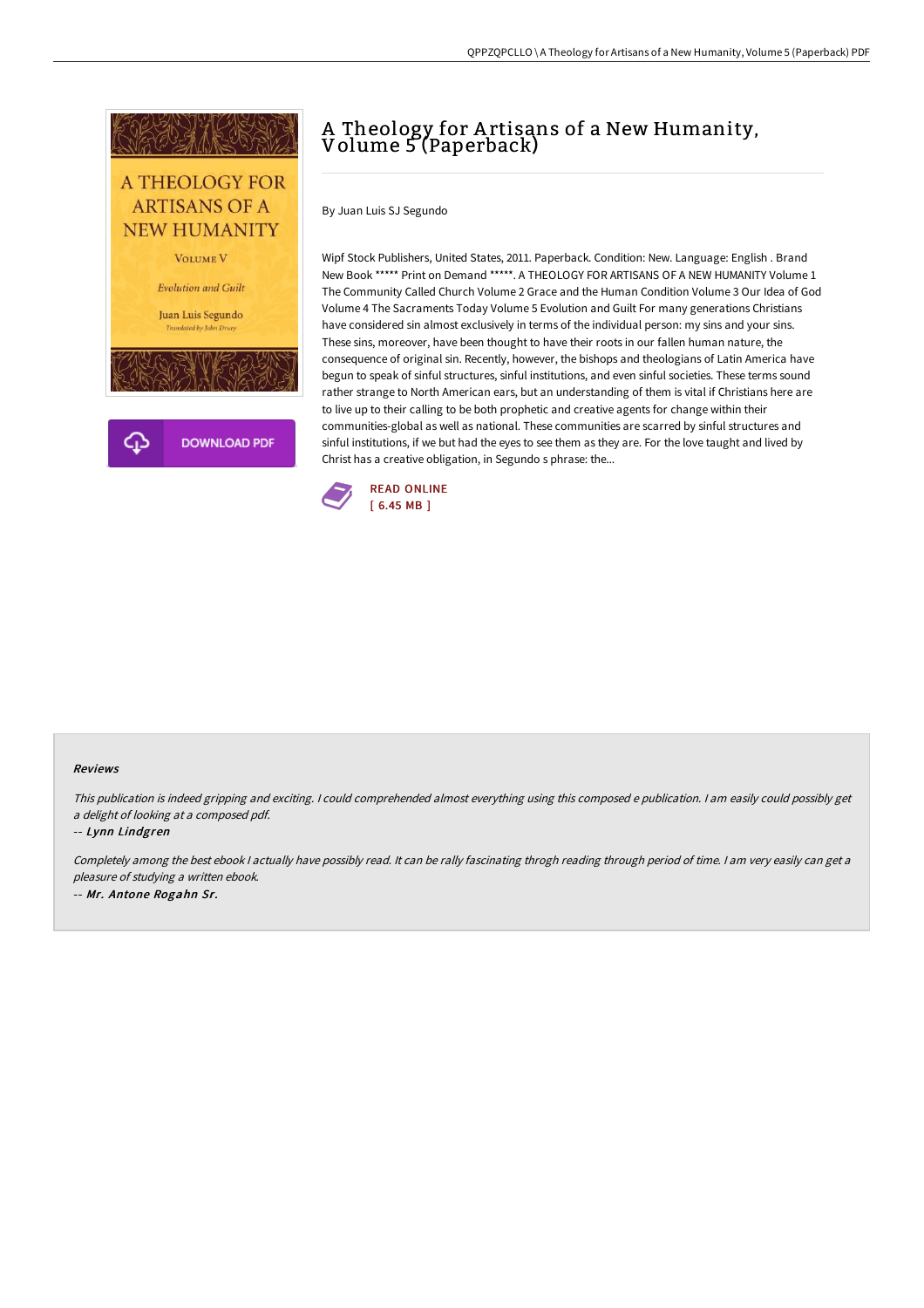# A Theology for Artisans of a New Humanity, Volume 5 (Paperback)

By Juan Luis SJ Segundo

Wipf Stock Publishers, United States, 2011. Paperback. Condition: New. Language: English . Brand New Book ***** Print on Demand *****. A THEOLOGY FOR ARTISANS OF A NEW HUMANITY Volume 1 The Community Called Church Volume 2 Grace and the Human Condition Volume 3 Our Idea of God Volume 4 The Sacraments Today Volume 5 Evolution and Guilt For many generations Christians have considered sin almost exclusively in terms of the individual person: my sins and your sins. These sins, moreover, have been thought to have their roots in our fallen human nature, the consequence of original sin. Recently, however, the bishops and theologians of Latin America have begun to speak of sinful structures, sinful institutions, and even sinful societies. These terms sound rather strange to North American ears, but an understanding of them is vital if Christians here are to live up to their calling to be both prophetic and creative agents for change within their communities-global as well as national. These communities are scarred by sinful structures and sinful institutions, if we but had the eyes to see them as they are. For the love taught and lived by Christ has a creative obligation, in Segundo s phrase: the...

READ ONLINE
[ 6.45 MB ]

#### Reviews

*This publication is indeed gripping and exciting. I could comprehended almost everything using this composed e publication. I am easily could possibly get a delight of looking at a composed pdf.*

-- *Lynn Lindgren*

*Completely among the best ebook I actually have possibly read. It can be rally fascinating throgh reading through period of time. I am very easily can get a pleasure of studying a written ebook.*

-- *Mr. Antone Rogahn Sr.*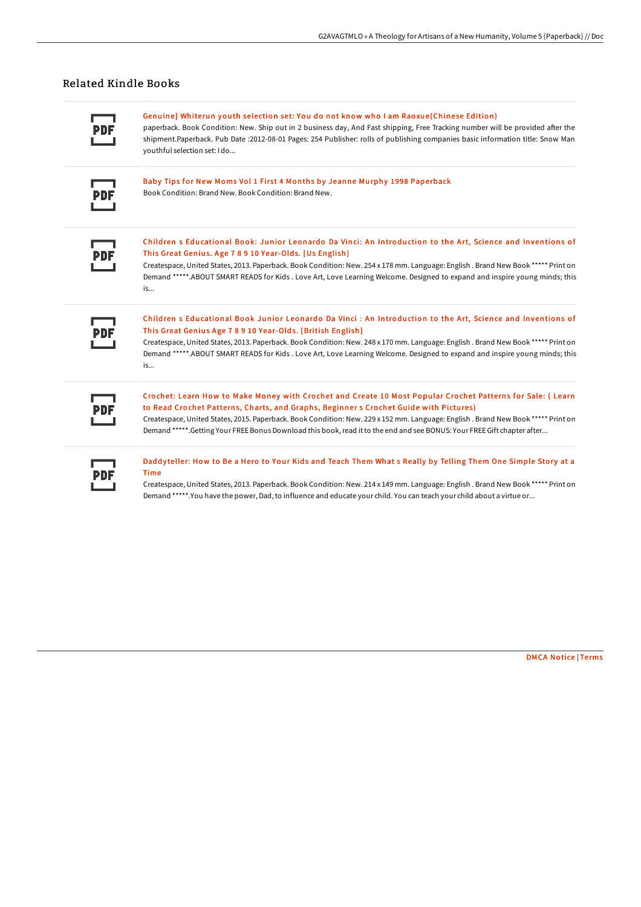## Related Kindle Books

**Genuine] Whiterun youth selection set: You do not know who I am Raoxue(Chinese Edition)**

paperback. Book Condition: New. Ship out in 2 business day, And Fast shipping, Free Tracking number will be provided after the shipment.Paperback. Pub Date :2012-08-01 Pages: 254 Publisher: rolls of publishing companies basic information title: Snow Man youthful selection set: I do...

**Baby Tips for New Moms Vol 1 First 4 Months by Jeanne Murphy 1998 Paperback**

Book Condition: Brand New. Book Condition: Brand New.

**Children s Educational Book: Junior Leonardo Da Vinci: An Introduction to the Art, Science and Inventions of This Great Genius. Age 7 8 9 10 Year-Olds. [Us English]**

Createspace, United States, 2013. Paperback. Book Condition: New. 254 x 178 mm. Language: English . Brand New Book ***** Print on Demand *****.ABOUT SMART READS for Kids . Love Art, Love Learning Welcome. Designed to expand and inspire young minds; this is...

**Children s Educational Book Junior Leonardo Da Vinci : An Introduction to the Art, Science and Inventions of This Great Genius Age 7 8 9 10 Year-Olds. [British English]**

Createspace, United States, 2013. Paperback. Book Condition: New. 248 x 170 mm. Language: English . Brand New Book ***** Print on Demand *****.ABOUT SMART READS for Kids . Love Art, Love Learning Welcome. Designed to expand and inspire young minds; this is...

**Crochet: Learn How to Make Money with Crochet and Create 10 Most Popular Crochet Patterns for Sale: ( Learn to Read Crochet Patterns, Charts, and Graphs, Beginner s Crochet Guide with Pictures)**

Createspace, United States, 2015. Paperback. Book Condition: New. 229 x 152 mm. Language: English . Brand New Book ***** Print on Demand *****.Getting Your FREE Bonus Download this book, read it to the end and see BONUS: Your FREE Gift chapter after...

**Daddyteller: How to Be a Hero to Your Kids and Teach Them What s Really by Telling Them One Simple Story at a Time**

Createspace, United States, 2013. Paperback. Book Condition: New. 214 x 149 mm. Language: English . Brand New Book ***** Print on Demand *****.You have the power, Dad, to influence and educate your child. You can teach your child about a virtue or...